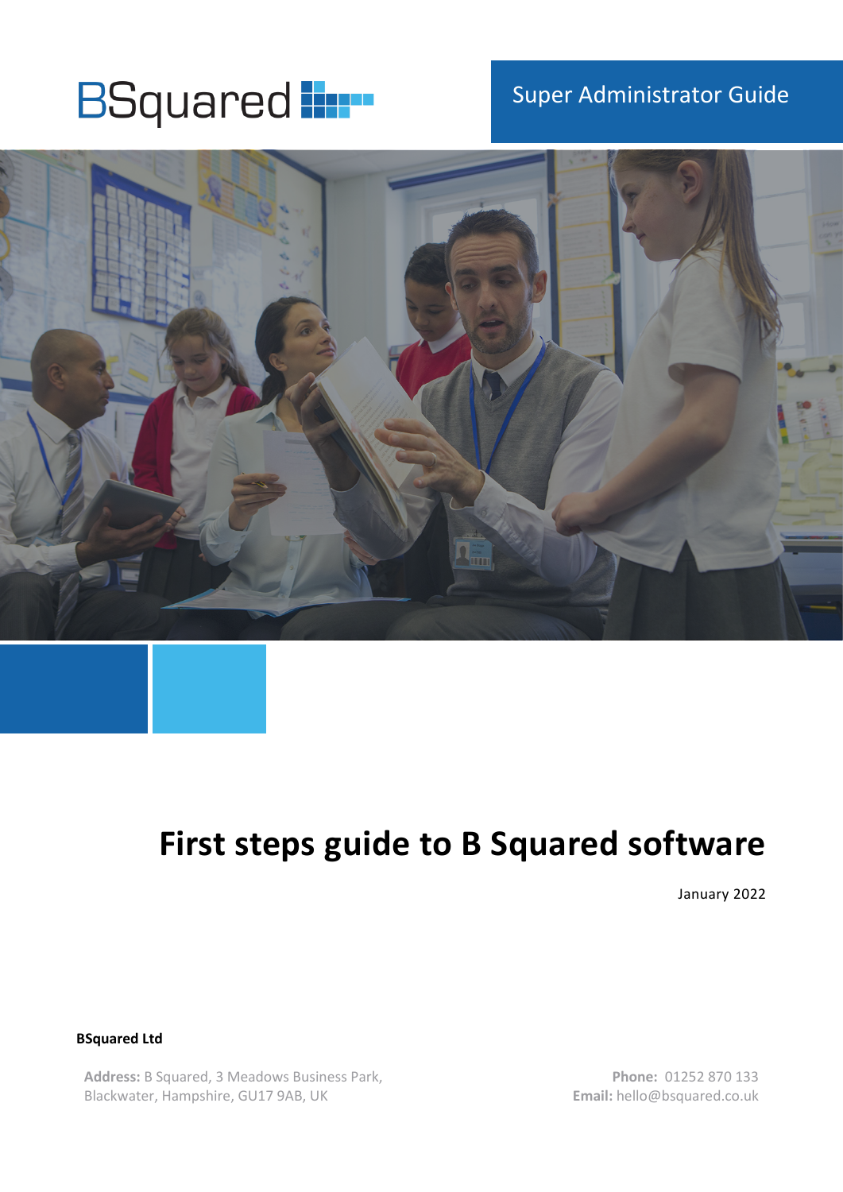BSquared

Super Administrator Guide

# First steps guide to B Squared software

January 2022

**BSquared Ltd**

**Address:** B Squared, 3 Meadows Business Park, Blackwater, Hampshire, GU17 9AB, UK

**Phone:** 01252 870 133
**Email:** hello@bsquared.co.uk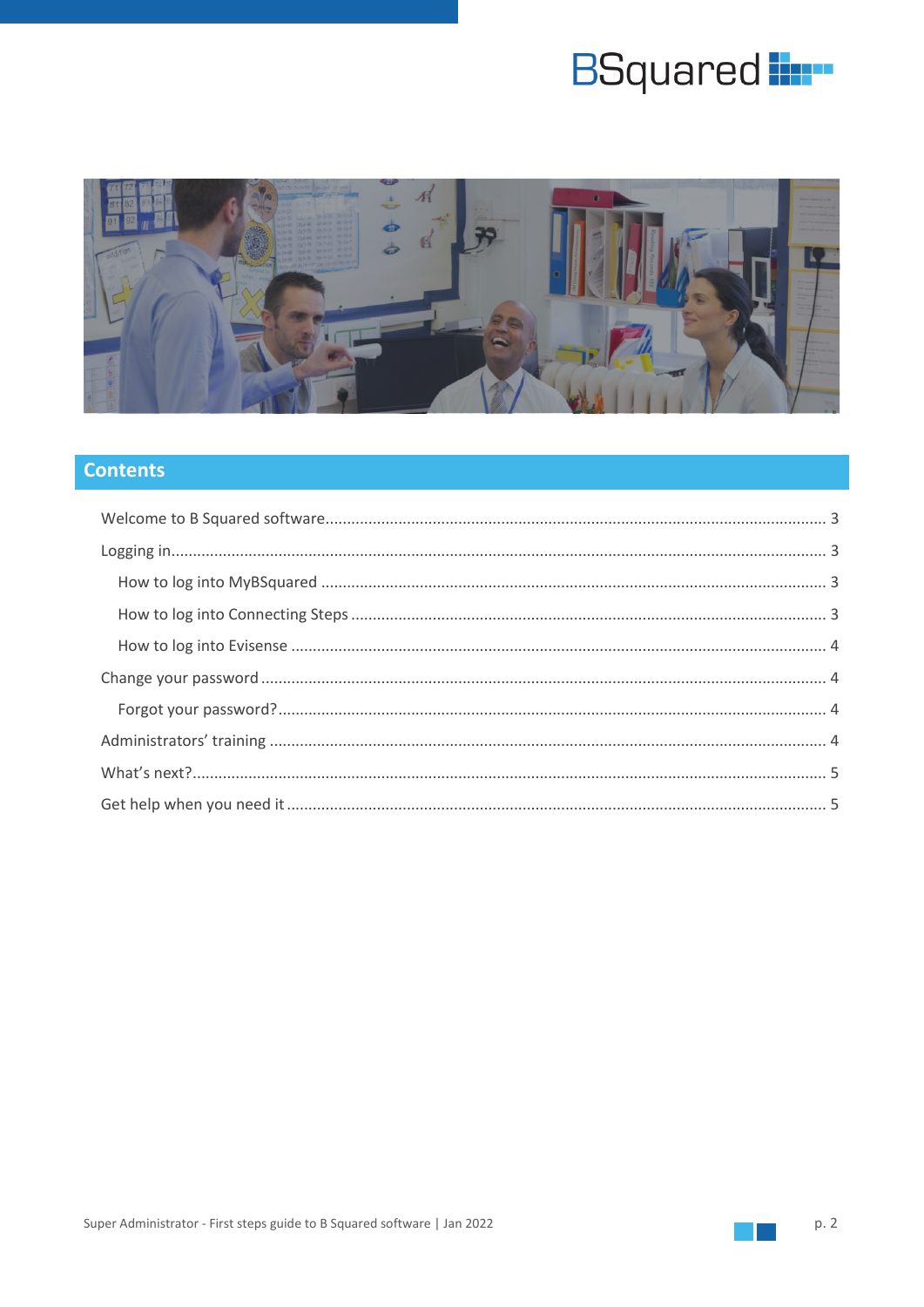## Contents

- Welcome to B Squared software ........ 3
- Logging in ........ 3
  - How to log into MyBSquared ........ 3
  - How to log into Connecting Steps ........ 3
  - How to log into Evisense ........ 4
- Change your password ........ 4
  - Forgot your password? ........ 4
- Administrators' training ........ 4
- What's next? ........ 5
- Get help when you need it ........ 5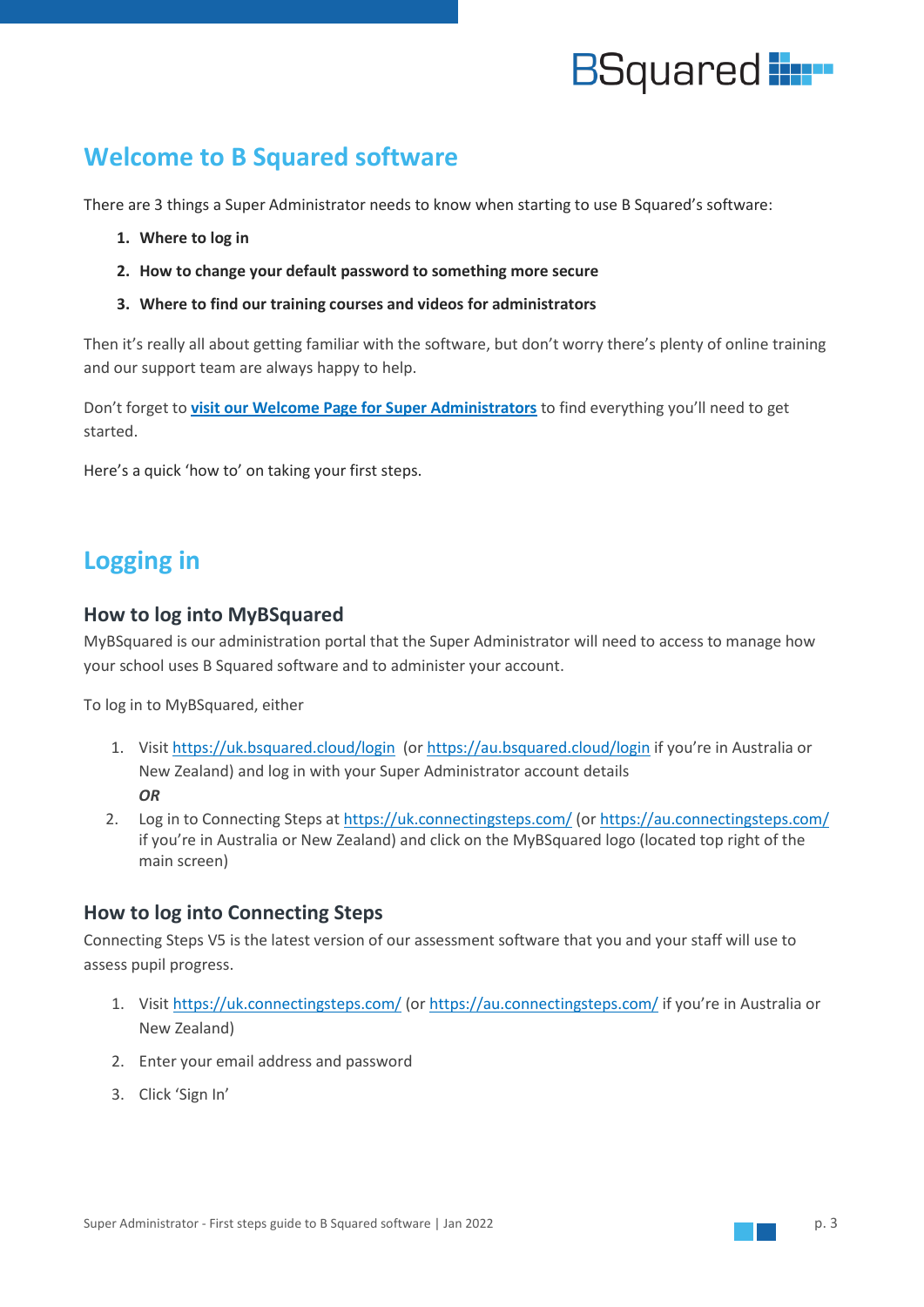# Welcome to B Squared software

There are 3 things a Super Administrator needs to know when starting to use B Squared's software:

1. **Where to log in**
2. **How to change your default password to something more secure**
3. **Where to find our training courses and videos for administrators**

Then it's really all about getting familiar with the software, but don't worry there's plenty of online training and our support team are always happy to help.

Don't forget to **visit our Welcome Page for Super Administrators** to find everything you'll need to get started.

Here's a quick 'how to' on taking your first steps.

# Logging in

## How to log into MyBSquared

MyBSquared is our administration portal that the Super Administrator will need to access to manage how your school uses B Squared software and to administer your account.

To log in to MyBSquared, either

1. Visit https://uk.bsquared.cloud/login (or https://au.bsquared.cloud/login if you're in Australia or New Zealand) and log in with your Super Administrator account details
   ***OR***
2. Log in to Connecting Steps at https://uk.connectingsteps.com/ (or https://au.connectingsteps.com/ if you're in Australia or New Zealand) and click on the MyBSquared logo (located top right of the main screen)

## How to log into Connecting Steps

Connecting Steps V5 is the latest version of our assessment software that you and your staff will use to assess pupil progress.

1. Visit https://uk.connectingsteps.com/ (or https://au.connectingsteps.com/ if you're in Australia or New Zealand)
2. Enter your email address and password
3. Click 'Sign In'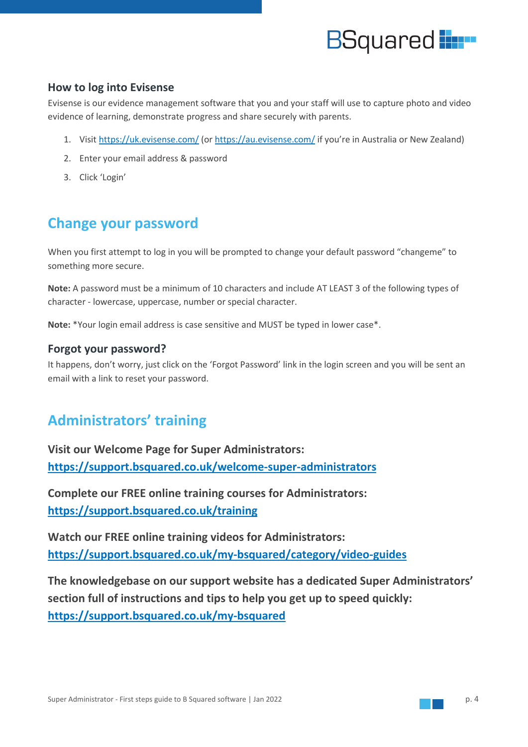### How to log into Evisense

Evisense is our evidence management software that you and your staff will use to capture photo and video evidence of learning, demonstrate progress and share securely with parents.

1. Visit https://uk.evisense.com/ (or https://au.evisense.com/ if you're in Australia or New Zealand)
2. Enter your email address & password
3. Click 'Login'

## Change your password

When you first attempt to log in you will be prompted to change your default password "changeme" to something more secure.

**Note:** A password must be a minimum of 10 characters and include AT LEAST 3 of the following types of character - lowercase, uppercase, number or special character.

**Note:** *Your login email address is case sensitive and MUST be typed in lower case*.

### Forgot your password?

It happens, don't worry, just click on the 'Forgot Password' link in the login screen and you will be sent an email with a link to reset your password.

## Administrators' training

**Visit our Welcome Page for Super Administrators:**
**https://support.bsquared.co.uk/welcome-super-administrators**

**Complete our FREE online training courses for Administrators:**
**https://support.bsquared.co.uk/training**

**Watch our FREE online training videos for Administrators:**
**https://support.bsquared.co.uk/my-bsquared/category/video-guides**

**The knowledgebase on our support website has a dedicated Super Administrators' section full of instructions and tips to help you get up to speed quickly:**
**https://support.bsquared.co.uk/my-bsquared**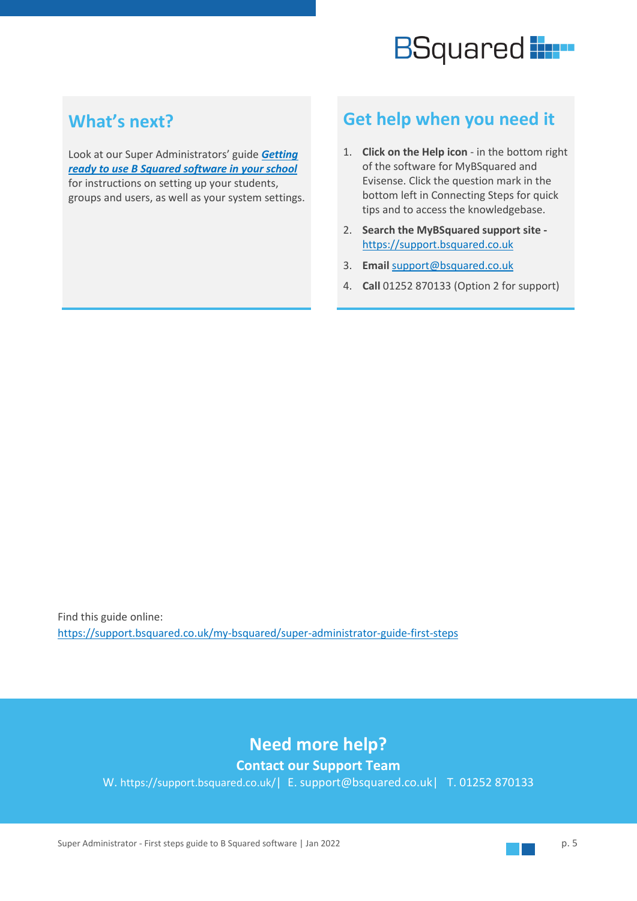## What's next?

Look at our Super Administrators' guide ***Getting ready to use B Squared software in your school*** for instructions on setting up your students, groups and users, as well as your system settings.

## Get help when you need it

1. **Click on the Help icon** - in the bottom right of the software for MyBSquared and Evisense. Click the question mark in the bottom left in Connecting Steps for quick tips and to access the knowledgebase.
2. **Search the MyBSquared support site -** https://support.bsquared.co.uk
3. **Email** support@bsquared.co.uk
4. **Call** 01252 870133 (Option 2 for support)

Find this guide online:
https://support.bsquared.co.uk/my-bsquared/super-administrator-guide-first-steps

## Need more help?

**Contact our Support Team**

W. https://support.bsquared.co.uk/ | E. support@bsquared.co.uk | T. 01252 870133